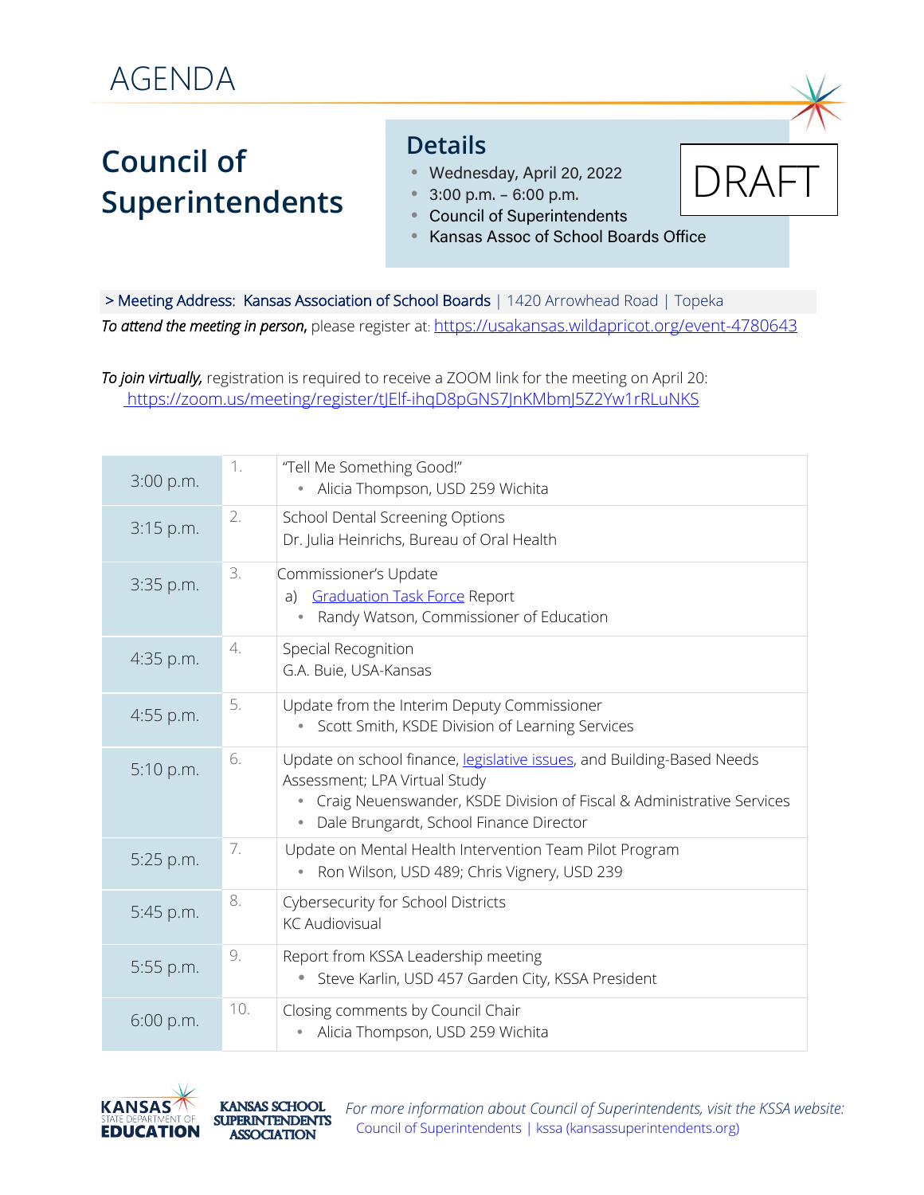# AGENDA

## Council of Superintendents

### Details

- Wednesday, April 20, 2022
- 3:00 p.m. – 6:00 p.m.
- Council of Superintendents
- Kansas Assoc of School Boards Office

DRAFT

> Meeting Address: Kansas Association of School Boards | 1420 Arrowhead Road | Topeka

*To attend the meeting in person,* please register at: https://usakansas.wildapricot.org/event-4780643

*To join virtually,* registration is required to receive a ZOOM link for the meeting on April 20: https://zoom.us/meeting/register/tJElf-ihqD8pGNS7JnKMbmJ5Z2Yw1rRLuNKS

| Time | # | Item |
|---|---|---|
| 3:00 p.m. | 1. | "Tell Me Something Good!"<br>• Alicia Thompson, USD 259 Wichita |
| 3:15 p.m. | 2. | School Dental Screening Options<br>Dr. Julia Heinrichs, Bureau of Oral Health |
| 3:35 p.m. | 3. | Commissioner's Update<br>a) Graduation Task Force Report<br>• Randy Watson, Commissioner of Education |
| 4:35 p.m. | 4. | Special Recognition<br>G.A. Buie, USA-Kansas |
| 4:55 p.m. | 5. | Update from the Interim Deputy Commissioner<br>• Scott Smith, KSDE Division of Learning Services |
| 5:10 p.m. | 6. | Update on school finance, legislative issues, and Building-Based Needs Assessment; LPA Virtual Study<br>• Craig Neuenswander, KSDE Division of Fiscal & Administrative Services<br>• Dale Brungardt, School Finance Director |
| 5:25 p.m. | 7. | Update on Mental Health Intervention Team Pilot Program<br>• Ron Wilson, USD 489; Chris Vignery, USD 239 |
| 5:45 p.m. | 8. | Cybersecurity for School Districts<br>KC Audiovisual |
| 5:55 p.m. | 9. | Report from KSSA Leadership meeting<br>• Steve Karlin, USD 457 Garden City, KSSA President |
| 6:00 p.m. | 10. | Closing comments by Council Chair<br>• Alicia Thompson, USD 259 Wichita |

KANSAS STATE DEPARTMENT OF EDUCATION — KANSAS SCHOOL SUPERINTENDENTS ASSOCIATION

*For more information about Council of Superintendents, visit the KSSA website:* Council of Superintendents | kssa (kansassuperintendents.org)